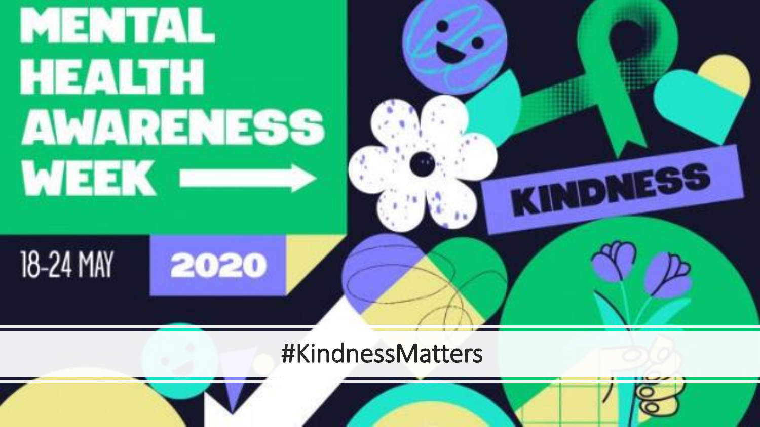# MENTAL HEALTH AWARENESS WEEK

18-24 MAY 2020

KINDNESS

#KindnessMatters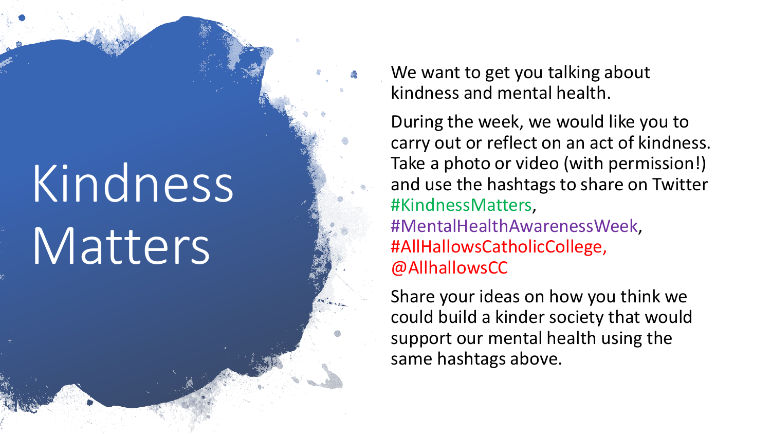# Kindness Matters

We want to get you talking about kindness and mental health.

During the week, we would like you to carry out or reflect on an act of kindness. Take a photo or video (with permission!) and use the hashtags to share on Twitter #KindnessMatters, #MentalHealthAwarenessWeek, #AllHallowsCatholicCollege, @AllhallowsCC

Share your ideas on how you think we could build a kinder society that would support our mental health using the same hashtags above.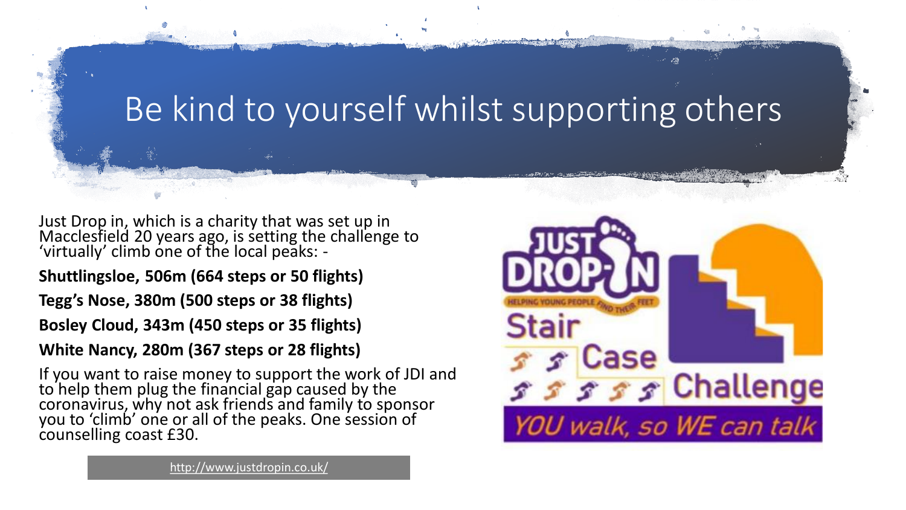# Be kind to yourself whilst supporting others

Just Drop in, which is a charity that was set up in Macclesfield 20 years ago, is setting the challenge to 'virtually' climb one of the local peaks: -

**Shuttlingsloe, 506m (664 steps or 50 flights)**

**Tegg's Nose, 380m (500 steps or 38 flights)**

**Bosley Cloud, 343m (450 steps or 35 flights)**

**White Nancy, 280m (367 steps or 28 flights)**

If you want to raise money to support the work of JDI and to help them plug the financial gap caused by the coronavirus, why not ask friends and family to sponsor you to 'climb' one or all of the peaks. One session of counselling coast £30.

http://www.justdropin.co.uk/

JUST DROP-IN
HELPING YOUNG PEOPLE FIND THEIR FEET

Stair Case Challenge

*YOU walk, so WE can talk*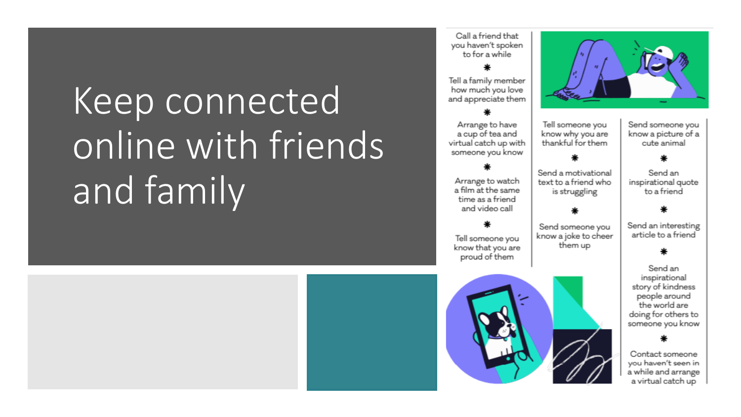# Keep connected online with friends and family

- Call a friend that you haven't spoken to for a while
- Tell a family member how much you love and appreciate them
- Arrange to have a cup of tea and virtual catch up with someone you know
- Arrange to watch a film at the same time as a friend and video call
- Tell someone you know that you are proud of them
- Tell someone you know why you are thankful for them
- Send a motivational text to a friend who is struggling
- Send someone you know a joke to cheer them up
- Send someone you know a picture of a cute animal
- Send an inspirational quote to a friend
- Send an interesting article to a friend
- Send an inspirational story of kindness people around the world are doing for others to someone you know
- Contact someone you haven't seen in a while and arrange a virtual catch up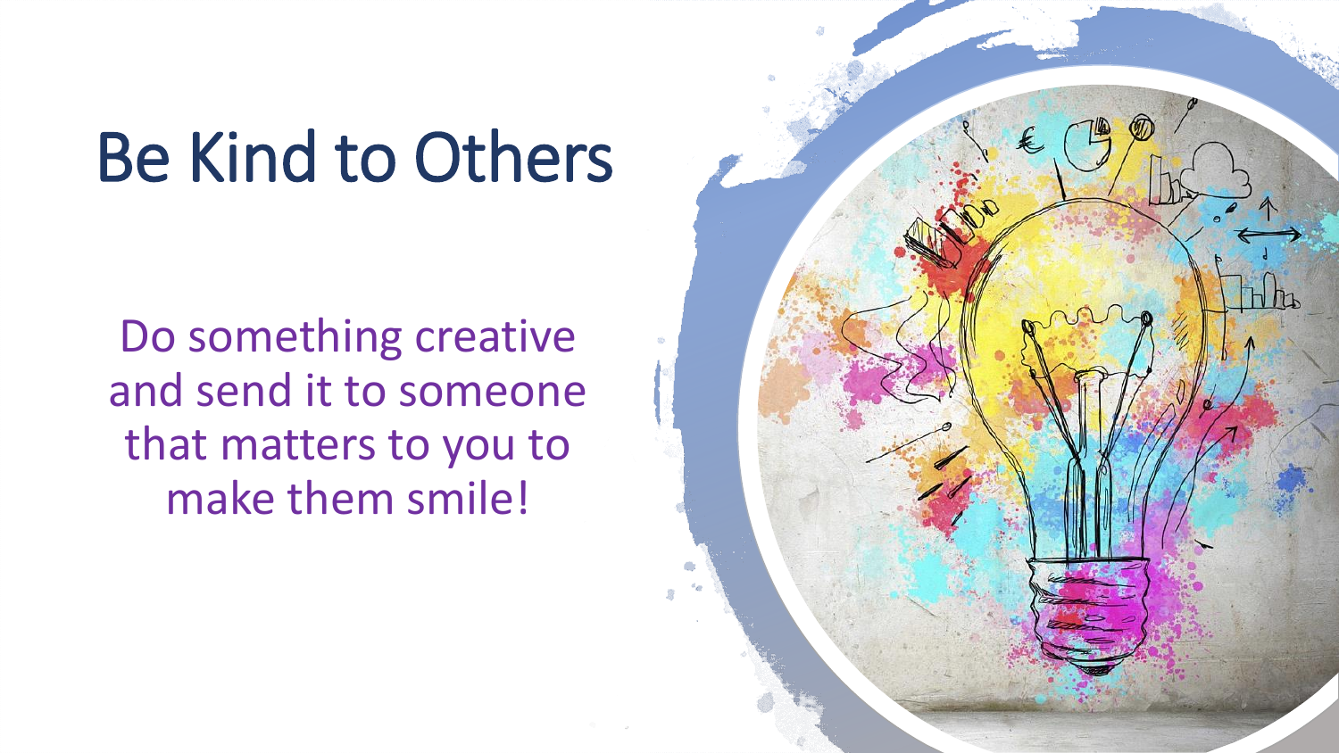# Be Kind to Others

Do something creative and send it to someone that matters to you to make them smile!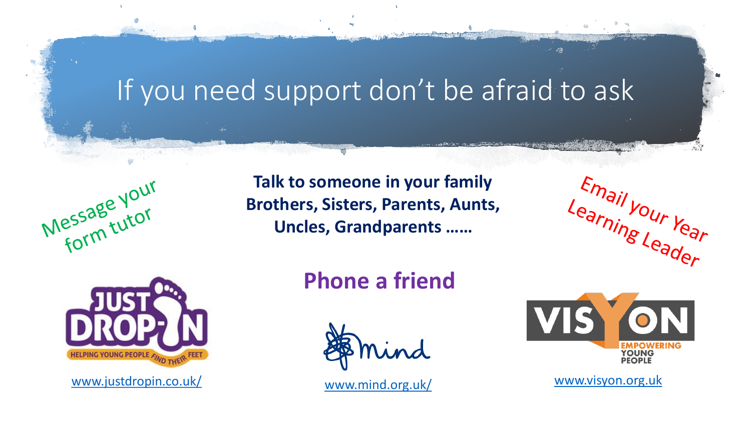# If you need support don't be afraid to ask

Message your form tutor

**Talk to someone in your family**
**Brothers, Sisters, Parents, Aunts, Uncles, Grandparents ……**

Email your Year Learning Leader

**Phone a friend**

JUST DROP-IN
HELPING YOUNG PEOPLE FIND THEIR FEET

www.justdropin.co.uk/

Mind

www.mind.org.uk/

VISYON
EMPOWERING YOUNG PEOPLE

www.visyon.org.uk